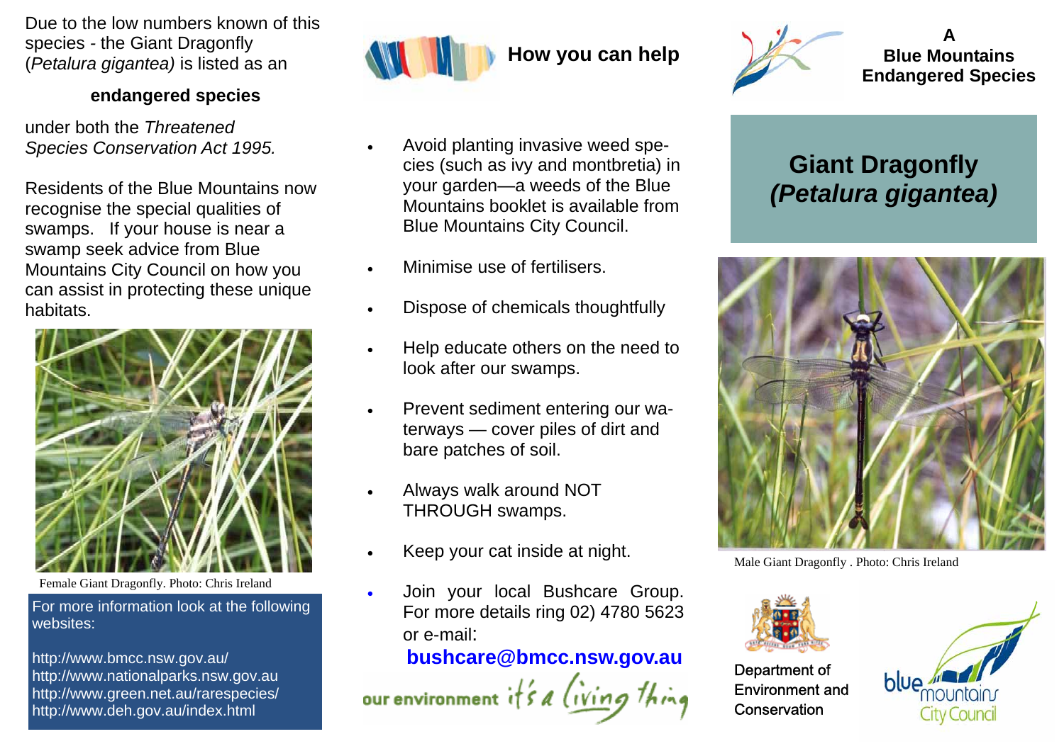Due to the low numbers known of this species - the Giant Dragonfly (*Petalura gigantea)* is listed as an

**endangered species**

under both the *Threatened Species Conservation Act 1995.*

Residents of the Blue Mountains now recognise the special qualities of swamps. If your house is near a swamp seek advice from Blue Mountains City Council on how you can assist in protecting these unique habitats.

Female Giant Dragonfly. Photo: Chris Ireland

For more information look at the following websites:

http://www.bmcc.nsw.gov.au/
http://www.nationalparks.nsw.gov.au
http://www.green.net.au/rarespecies/
http://www.deh.gov.au/index.html

## How you can help

- Avoid planting invasive weed species (such as ivy and montbretia) in your garden—a weeds of the Blue Mountains booklet is available from Blue Mountains City Council.
- Minimise use of fertilisers.
- Dispose of chemicals thoughtfully
- Help educate others on the need to look after our swamps.
- Prevent sediment entering our waterways — cover piles of dirt and bare patches of soil.
- Always walk around NOT THROUGH swamps.
- Keep your cat inside at night.
- Join your local Bushcare Group. For more details ring 02) 4780 5623 or e-mail:

**bushcare@bmcc.nsw.gov.au**

our environment it's a living thing

**A Blue Mountains Endangered Species**

# Giant Dragonfly *(Petalura gigantea)*

Male Giant Dragonfly . Photo: Chris Ireland

Department of Environment and Conservation

blue mountains City Council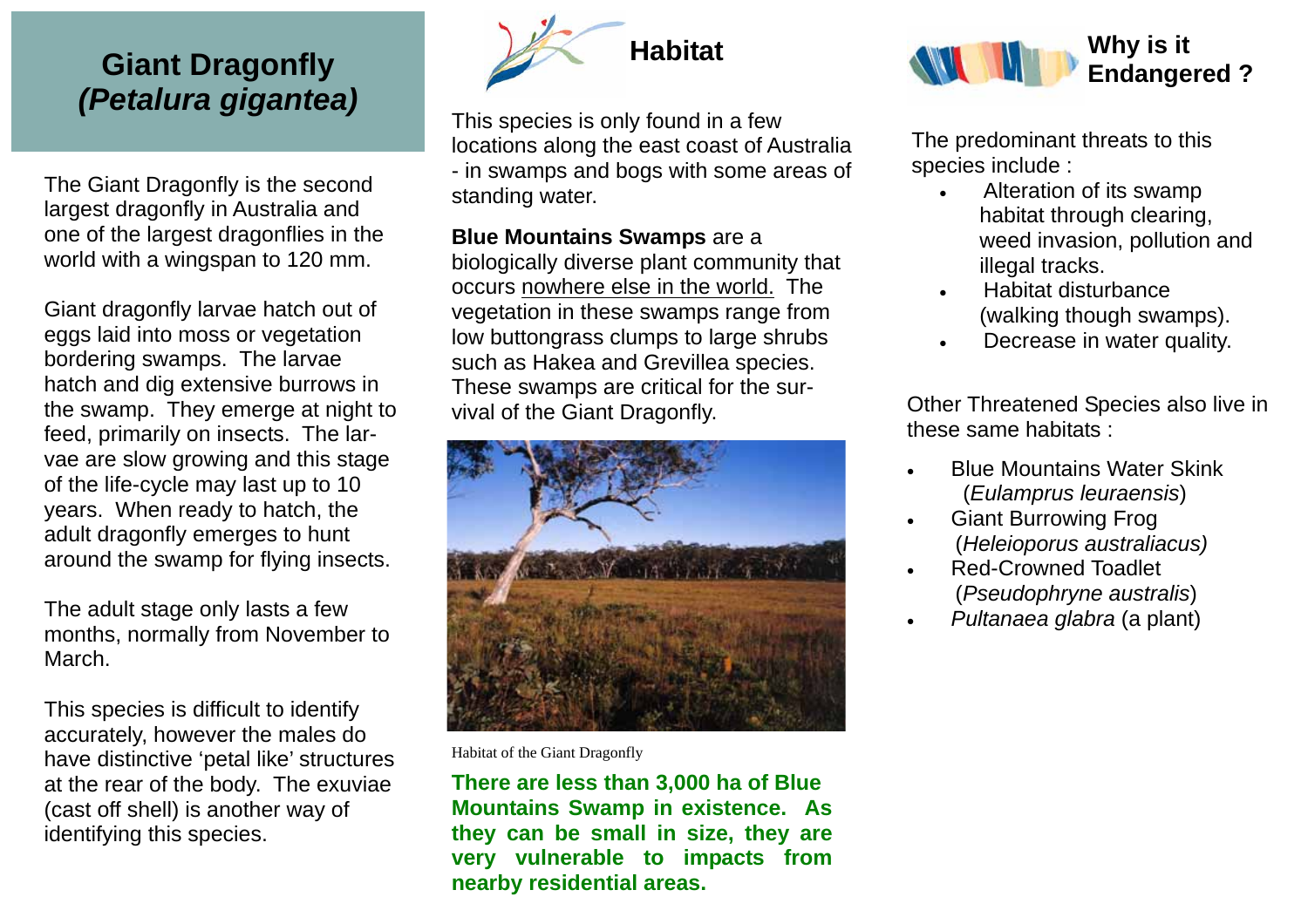# Giant Dragonfly *(Petalura gigantea)*

The Giant Dragonfly is the second largest dragonfly in Australia and one of the largest dragonflies in the world with a wingspan to 120 mm.

Giant dragonfly larvae hatch out of eggs laid into moss or vegetation bordering swamps. The larvae hatch and dig extensive burrows in the swamp. They emerge at night to feed, primarily on insects. The larvae are slow growing and this stage of the life-cycle may last up to 10 years. When ready to hatch, the adult dragonfly emerges to hunt around the swamp for flying insects.

The adult stage only lasts a few months, normally from November to March.

This species is difficult to identify accurately, however the males do have distinctive 'petal like' structures at the rear of the body. The exuviae (cast off shell) is another way of identifying this species.

## Habitat

This species is only found in a few locations along the east coast of Australia - in swamps and bogs with some areas of standing water.

**Blue Mountains Swamps** are a biologically diverse plant community that occurs nowhere else in the world. The vegetation in these swamps range from low buttongrass clumps to large shrubs such as Hakea and Grevillea species. These swamps are critical for the survival of the Giant Dragonfly.

Habitat of the Giant Dragonfly

**There are less than 3,000 ha of Blue Mountains Swamp in existence. As they can be small in size, they are very vulnerable to impacts from nearby residential areas.**

## Why is it Endangered ?

The predominant threats to this species include :

- Alteration of its swamp habitat through clearing, weed invasion, pollution and illegal tracks.
- Habitat disturbance (walking though swamps).
- Decrease in water quality.

Other Threatened Species also live in these same habitats :

- Blue Mountains Water Skink (*Eulamprus leuraensis*)
- Giant Burrowing Frog (*Heleioporus australiacus)*
- Red-Crowned Toadlet (*Pseudophryne australis*)
- *Pultanaea glabra* (a plant)